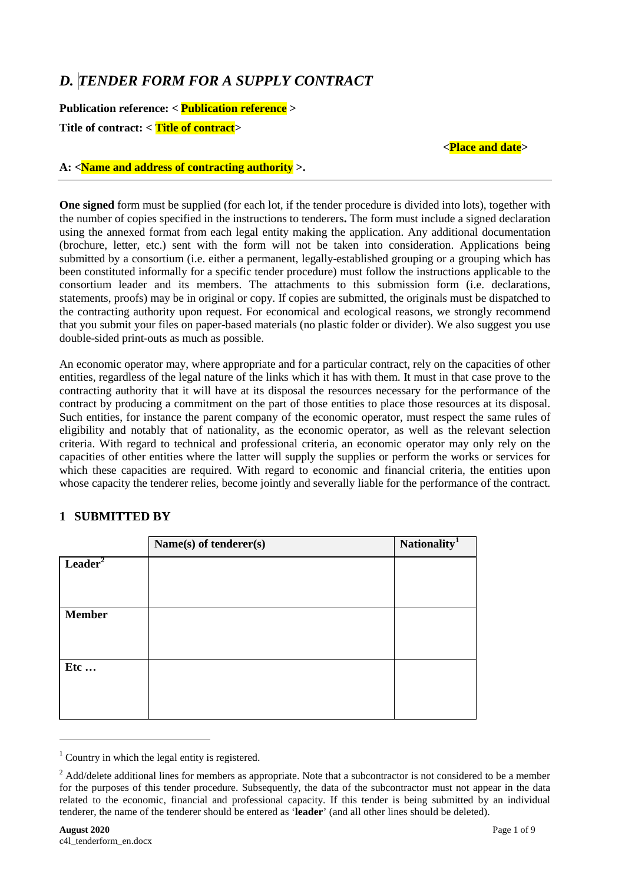# *D. TENDER FORM FOR A SUPPLY CONTRACT*

**Publication reference: < Publication reference >**

**Title of contract: < Title of contract>**

**<Place and date>**

**A: <Name and address of contracting authority >.**

---

**One signed** form must be supplied (for each lot, if the tender procedure is divided into lots), together with the number of copies specified in the instructions to tenderers**.** The form must include a signed declaration using the annexed format from each legal entity making the application. Any additional documentation (brochure, letter, etc.) sent with the form will not be taken into consideration. Applications being submitted by a consortium (i.e. either a permanent, legally-established grouping or a grouping which has been constituted informally for a specific tender procedure) must follow the instructions applicable to the consortium leader and its members. The attachments to this submission form (i.e. declarations, statements, proofs) may be in original or copy. If copies are submitted, the originals must be dispatched to the contracting authority upon request. For economical and ecological reasons, we strongly recommend that you submit your files on paper-based materials (no plastic folder or divider). We also suggest you use double-sided print-outs as much as possible.

An economic operator may, where appropriate and for a particular contract, rely on the capacities of other entities, regardless of the legal nature of the links which it has with them. It must in that case prove to the contracting authority that it will have at its disposal the resources necessary for the performance of the contract by producing a commitment on the part of those entities to place those resources at its disposal. Such entities, for instance the parent company of the economic operator, must respect the same rules of eligibility and notably that of nationality, as the economic operator, as well as the relevant selection criteria. With regard to technical and professional criteria, an economic operator may only rely on the capacities of other entities where the latter will supply the supplies or perform the works or services for which these capacities are required. With regard to economic and financial criteria, the entities upon whose capacity the tenderer relies, become jointly and severally liable for the performance of the contract.

## 1 SUBMITTED BY

| | Name(s) of tenderer(s) | Nationality[1] |
|---|---|---|
| **Leader**[2] | | |
| **Member** | | |
| **Etc …** | | |

---

[1] Country in which the legal entity is registered.

[2] Add/delete additional lines for members as appropriate. Note that a subcontractor is not considered to be a member for the purposes of this tender procedure. Subsequently, the data of the subcontractor must not appear in the data related to the economic, financial and professional capacity. If this tender is being submitted by an individual tenderer, the name of the tenderer should be entered as '**leader**' (and all other lines should be deleted).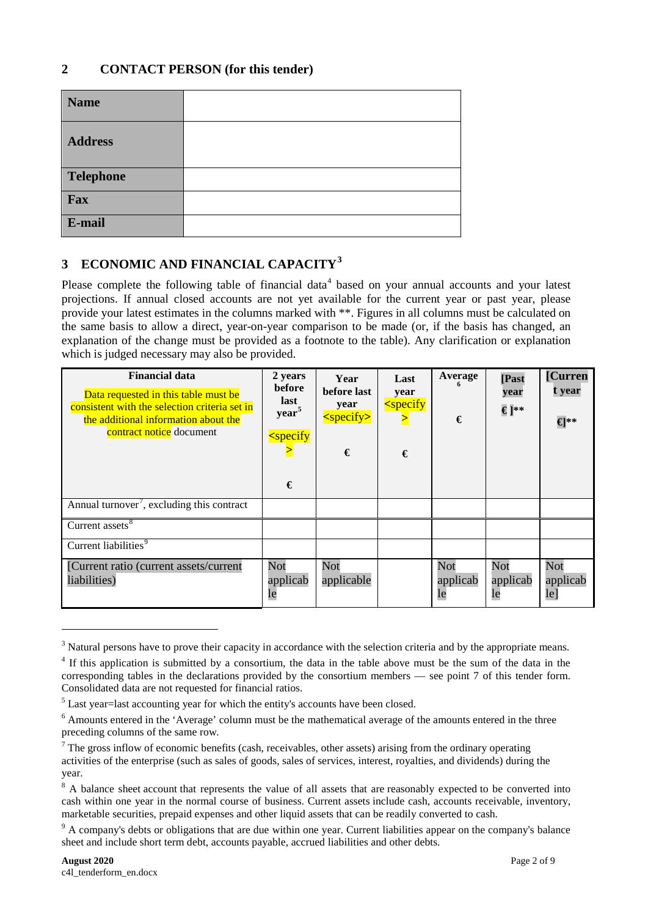## 2 CONTACT PERSON (for this tender)

| **Name** | |
|---|---|
| **Address** | |
| **Telephone** | |
| **Fax** | |
| **E-mail** | |

## 3 ECONOMIC AND FINANCIAL CAPACITY[3]

Please complete the following table of financial data[4] based on your annual accounts and your latest projections. If annual closed accounts are not yet available for the current year or past year, please provide your latest estimates in the columns marked with **. Figures in all columns must be calculated on the same basis to allow a direct, year-on-year comparison to be made (or, if the basis has changed, an explanation of the change must be provided as a footnote to the table). Any clarification or explanation which is judged necessary may also be provided.

| **Financial data** Data requested in this table must be consistent with the selection criteria set in the additional information about the contract notice document | **2 years before last year**[5] <specify> € | **Year before last year** <specify> € | **Last year** <specify> € | **Average**[6] € | **[Past year € ]**** | **[Current year €]**** |
|---|---|---|---|---|---|---|
| Annual turnover[7], excluding this contract | | | | | | |
| Current assets[8] | | | | | | |
| Current liabilities[9] | | | | | | |
| [Current ratio (current assets/current liabilities) | Not applicable | Not applicable | | Not applicable | Not applicable | Not applicable] |

[3] Natural persons have to prove their capacity in accordance with the selection criteria and by the appropriate means.

[4] If this application is submitted by a consortium, the data in the table above must be the sum of the data in the corresponding tables in the declarations provided by the consortium members — see point 7 of this tender form. Consolidated data are not requested for financial ratios.

[5] Last year=last accounting year for which the entity's accounts have been closed.

[6] Amounts entered in the 'Average' column must be the mathematical average of the amounts entered in the three preceding columns of the same row.

[7] The gross inflow of economic benefits (cash, receivables, other assets) arising from the ordinary operating activities of the enterprise (such as sales of goods, sales of services, interest, royalties, and dividends) during the year.

[8] A balance sheet account that represents the value of all assets that are reasonably expected to be converted into cash within one year in the normal course of business. Current assets include cash, accounts receivable, inventory, marketable securities, prepaid expenses and other liquid assets that can be readily converted to cash.

[9] A company's debts or obligations that are due within one year. Current liabilities appear on the company's balance sheet and include short term debt, accounts payable, accrued liabilities and other debts.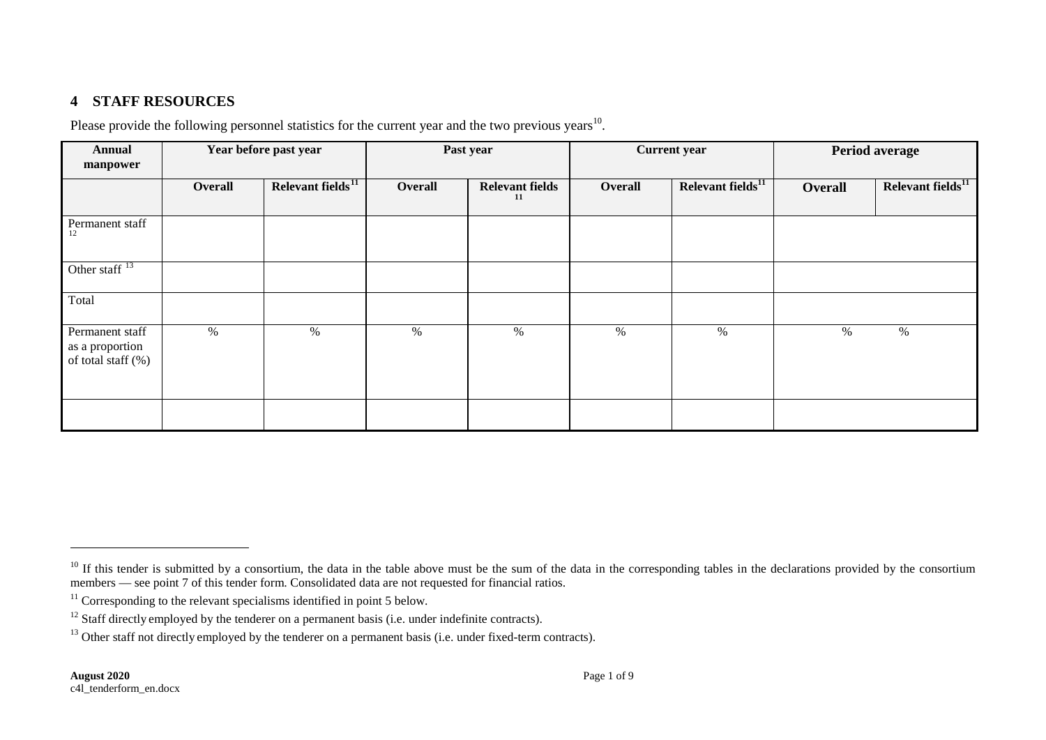## 4 STAFF RESOURCES

Please provide the following personnel statistics for the current year and the two previous years[10].

| Annual manpower | Year before past year | | Past year | | Current year | | Period average | |
|---|---|---|---|---|---|---|---|---|
| | **Overall** | **Relevant fields[11]** | **Overall** | **Relevant fields[11]** | **Overall** | **Relevant fields[11]** | **Overall** | **Relevant fields[11]** |
| Permanent staff[12] | | | | | | | | |
| Other staff[13] | | | | | | | | |
| Total | | | | | | | | |
| Permanent staff as a proportion of total staff (%) | % | % | % | % | % | % | % | % |
| | | | | | | | | |

[10] If this tender is submitted by a consortium, the data in the table above must be the sum of the data in the corresponding tables in the declarations provided by the consortium members — see point 7 of this tender form. Consolidated data are not requested for financial ratios.

[11] Corresponding to the relevant specialisms identified in point 5 below.

[12] Staff directly employed by the tenderer on a permanent basis (i.e. under indefinite contracts).

[13] Other staff not directly employed by the tenderer on a permanent basis (i.e. under fixed-term contracts).

**August 2020**
c4l_tenderform_en.docx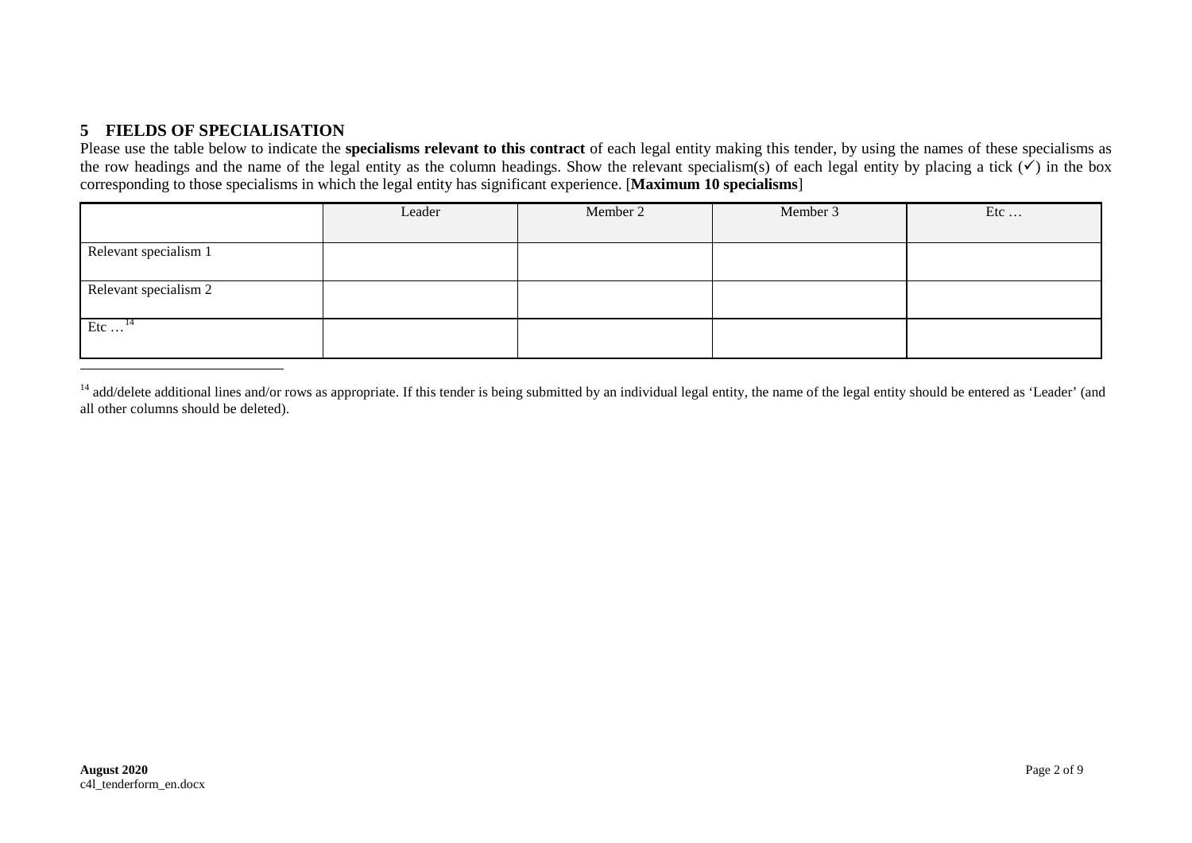## 5 FIELDS OF SPECIALISATION

Please use the table below to indicate the **specialisms relevant to this contract** of each legal entity making this tender, by using the names of these specialisms as the row headings and the name of the legal entity as the column headings. Show the relevant specialism(s) of each legal entity by placing a tick (✓) in the box corresponding to those specialisms in which the legal entity has significant experience. [**Maximum 10 specialisms**]

| | Leader | Member 2 | Member 3 | Etc … |
|---|---|---|---|---|
| Relevant specialism 1 | | | | |
| Relevant specialism 2 | | | | |
| Etc … [14] | | | | |

[14] add/delete additional lines and/or rows as appropriate. If this tender is being submitted by an individual legal entity, the name of the legal entity should be entered as 'Leader' (and all other columns should be deleted).

**August 2020**
c4l_tenderform_en.docx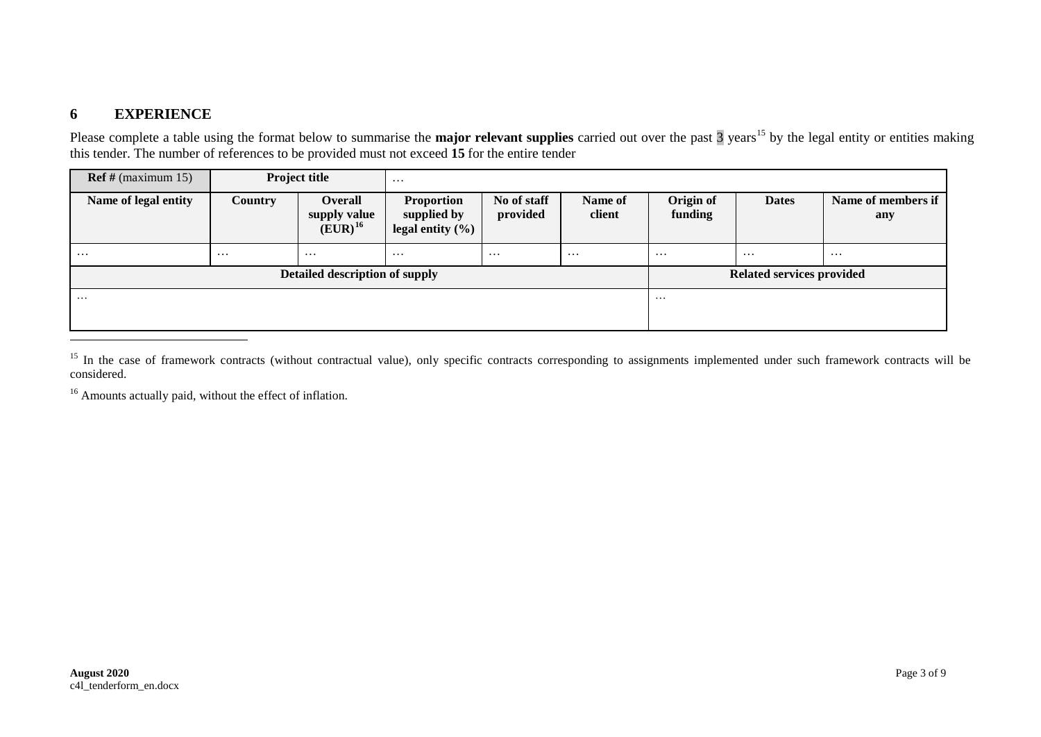## 6 EXPERIENCE

Please complete a table using the format below to summarise the **major relevant supplies** carried out over the past 3 years[15] by the legal entity or entities making this tender. The number of references to be provided must not exceed **15** for the entire tender

| **Ref #** (maximum 15) | **Project title** | | … | | | | | |
|---|---|---|---|---|---|---|---|---|
| **Name of legal entity** | **Country** | **Overall supply value (EUR)**[16] | **Proportion supplied by legal entity (%)** | **No of staff provided** | **Name of client** | **Origin of funding** | **Dates** | **Name of members if any** |
| … | … | … | … | … | … | … | … | … |
| **Detailed description of supply** | | | | | | **Related services provided** | | |
| … | | | | | | … | | |

[15] In the case of framework contracts (without contractual value), only specific contracts corresponding to assignments implemented under such framework contracts will be considered.

[16] Amounts actually paid, without the effect of inflation.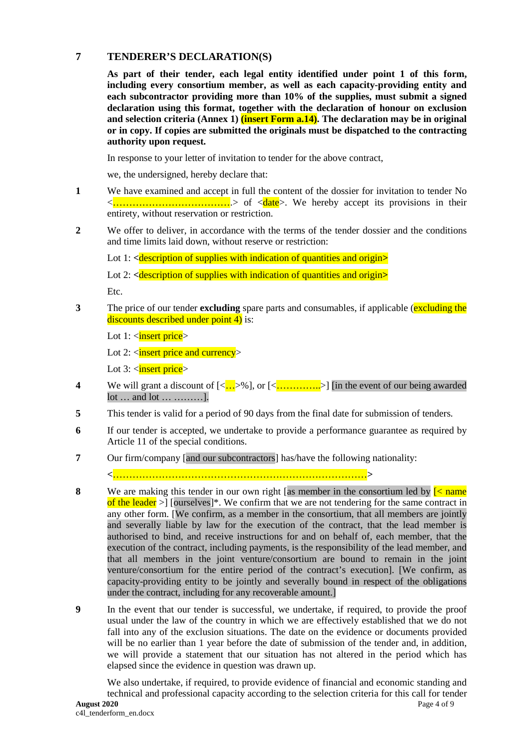## 7 TENDERER'S DECLARATION(S)

**As part of their tender, each legal entity identified under point 1 of this form, including every consortium member, as well as each capacity-providing entity and each subcontractor providing more than 10% of the supplies, must submit a signed declaration using this format, together with the declaration of honour on exclusion and selection criteria (Annex 1) (insert Form a.14). The declaration may be in original or in copy. If copies are submitted the originals must be dispatched to the contracting authority upon request.**

In response to your letter of invitation to tender for the above contract,

we, the undersigned, hereby declare that:

1. We have examined and accept in full the content of the dossier for invitation to tender No <……………………………….> of <date>. We hereby accept its provisions in their entirety, without reservation or restriction.

2. We offer to deliver, in accordance with the terms of the tender dossier and the conditions and time limits laid down, without reserve or restriction:

   Lot 1: <description of supplies with indication of quantities and origin>

   Lot 2: <description of supplies with indication of quantities and origin>

   Etc.

3. The price of our tender **excluding** spare parts and consumables, if applicable (excluding the discounts described under point 4) is:

   Lot 1: <insert price>

   Lot 2: <insert price and currency>

   Lot 3: <insert price>

4. We will grant a discount of [<…>%], or [<…………..>] [in the event of our being awarded lot … and lot … ………].

5. This tender is valid for a period of 90 days from the final date for submission of tenders.

6. If our tender is accepted, we undertake to provide a performance guarantee as required by Article 11 of the special conditions.

7. Our firm/company [and our subcontractors] has/have the following nationality:

   <……………………………………………………………………>

8. We are making this tender in our own right [as member in the consortium led by [< name of the leader >] [ourselves]*. We confirm that we are not tendering for the same contract in any other form. [We confirm, as a member in the consortium, that all members are jointly and severally liable by law for the execution of the contract, that the lead member is authorised to bind, and receive instructions for and on behalf of, each member, that the execution of the contract, including payments, is the responsibility of the lead member, and that all members in the joint venture/consortium are bound to remain in the joint venture/consortium for the entire period of the contract's execution]. [We confirm, as capacity-providing entity to be jointly and severally bound in respect of the obligations under the contract, including for any recoverable amount.]

9. In the event that our tender is successful, we undertake, if required, to provide the proof usual under the law of the country in which we are effectively established that we do not fall into any of the exclusion situations. The date on the evidence or documents provided will be no earlier than 1 year before the date of submission of the tender and, in addition, we will provide a statement that our situation has not altered in the period which has elapsed since the evidence in question was drawn up.

   We also undertake, if required, to provide evidence of financial and economic standing and technical and professional capacity according to the selection criteria for this call for tender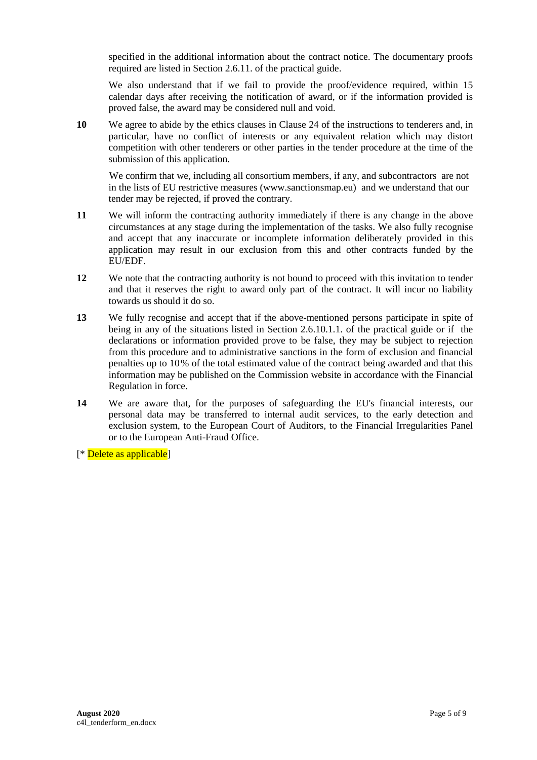specified in the additional information about the contract notice. The documentary proofs required are listed in Section 2.6.11. of the practical guide.

We also understand that if we fail to provide the proof/evidence required, within 15 calendar days after receiving the notification of award, or if the information provided is proved false, the award may be considered null and void.

**10** We agree to abide by the ethics clauses in Clause 24 of the instructions to tenderers and, in particular, have no conflict of interests or any equivalent relation which may distort competition with other tenderers or other parties in the tender procedure at the time of the submission of this application.

We confirm that we, including all consortium members, if any, and subcontractors are not in the lists of EU restrictive measures (www.sanctionsmap.eu) and we understand that our tender may be rejected, if proved the contrary.

**11** We will inform the contracting authority immediately if there is any change in the above circumstances at any stage during the implementation of the tasks. We also fully recognise and accept that any inaccurate or incomplete information deliberately provided in this application may result in our exclusion from this and other contracts funded by the EU/EDF.

**12** We note that the contracting authority is not bound to proceed with this invitation to tender and that it reserves the right to award only part of the contract. It will incur no liability towards us should it do so.

**13** We fully recognise and accept that if the above-mentioned persons participate in spite of being in any of the situations listed in Section 2.6.10.1.1. of the practical guide or if the declarations or information provided prove to be false, they may be subject to rejection from this procedure and to administrative sanctions in the form of exclusion and financial penalties up to 10% of the total estimated value of the contract being awarded and that this information may be published on the Commission website in accordance with the Financial Regulation in force.

**14** We are aware that, for the purposes of safeguarding the EU's financial interests, our personal data may be transferred to internal audit services, to the early detection and exclusion system, to the European Court of Auditors, to the Financial Irregularities Panel or to the European Anti-Fraud Office.

[* Delete as applicable]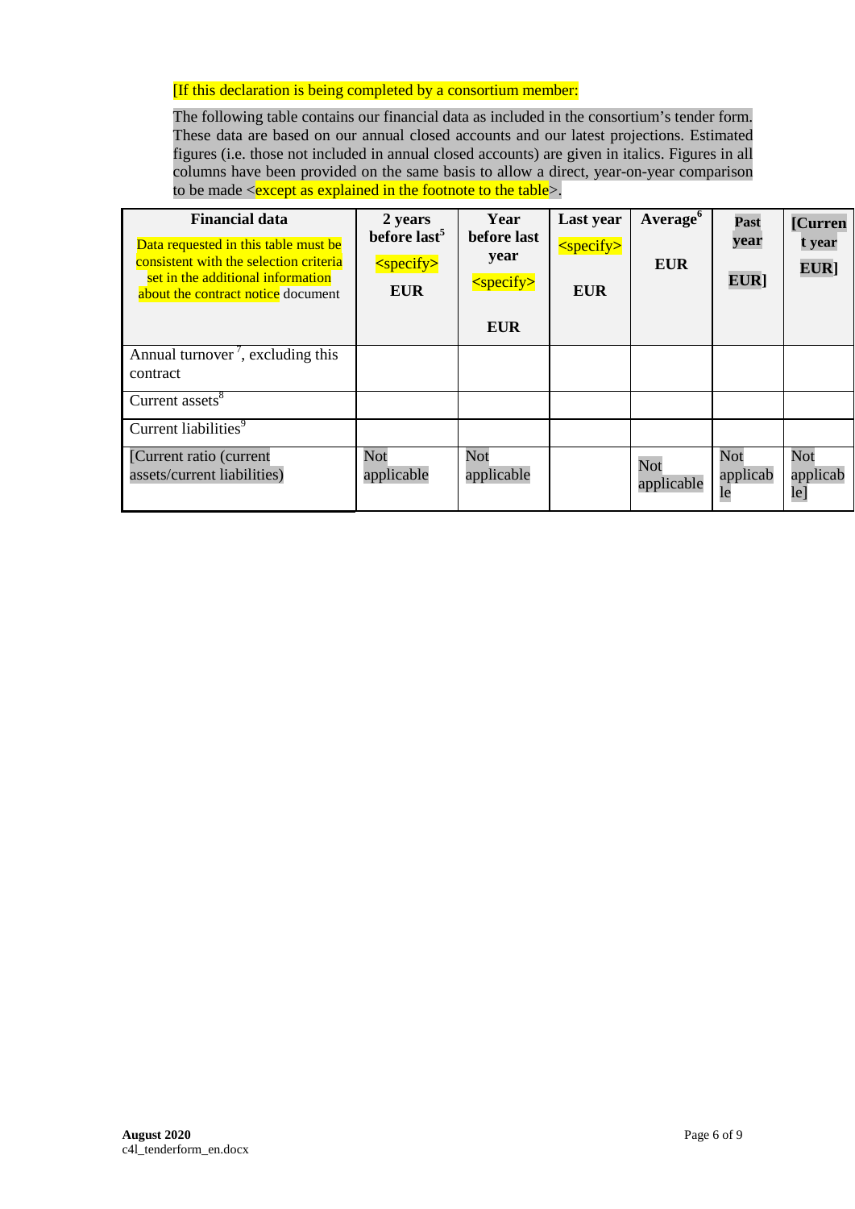[If this declaration is being completed by a consortium member:

The following table contains our financial data as included in the consortium's tender form. These data are based on our annual closed accounts and our latest projections. Estimated figures (i.e. those not included in annual closed accounts) are given in italics. Figures in all columns have been provided on the same basis to allow a direct, year-on-year comparison to be made <except as explained in the footnote to the table>.

| **Financial data** Data requested in this table must be consistent with the selection criteria set in the additional information about the contract notice document | **2 years before last**[5] <specify> **EUR** | **Year before last year** <specify> **EUR** | **Last year** <specify> **EUR** | **Average**[6] **EUR** | **Past year EUR]** | **[Current year EUR]** |
|---|---|---|---|---|---|---|
| Annual turnover [7], excluding this contract | | | | | | |
| Current assets[8] | | | | | | |
| Current liabilities[9] | | | | | | |
| [Current ratio (current assets/current liabilities) | Not applicable | Not applicable | | Not applicable | Not applicable | Not applicable] |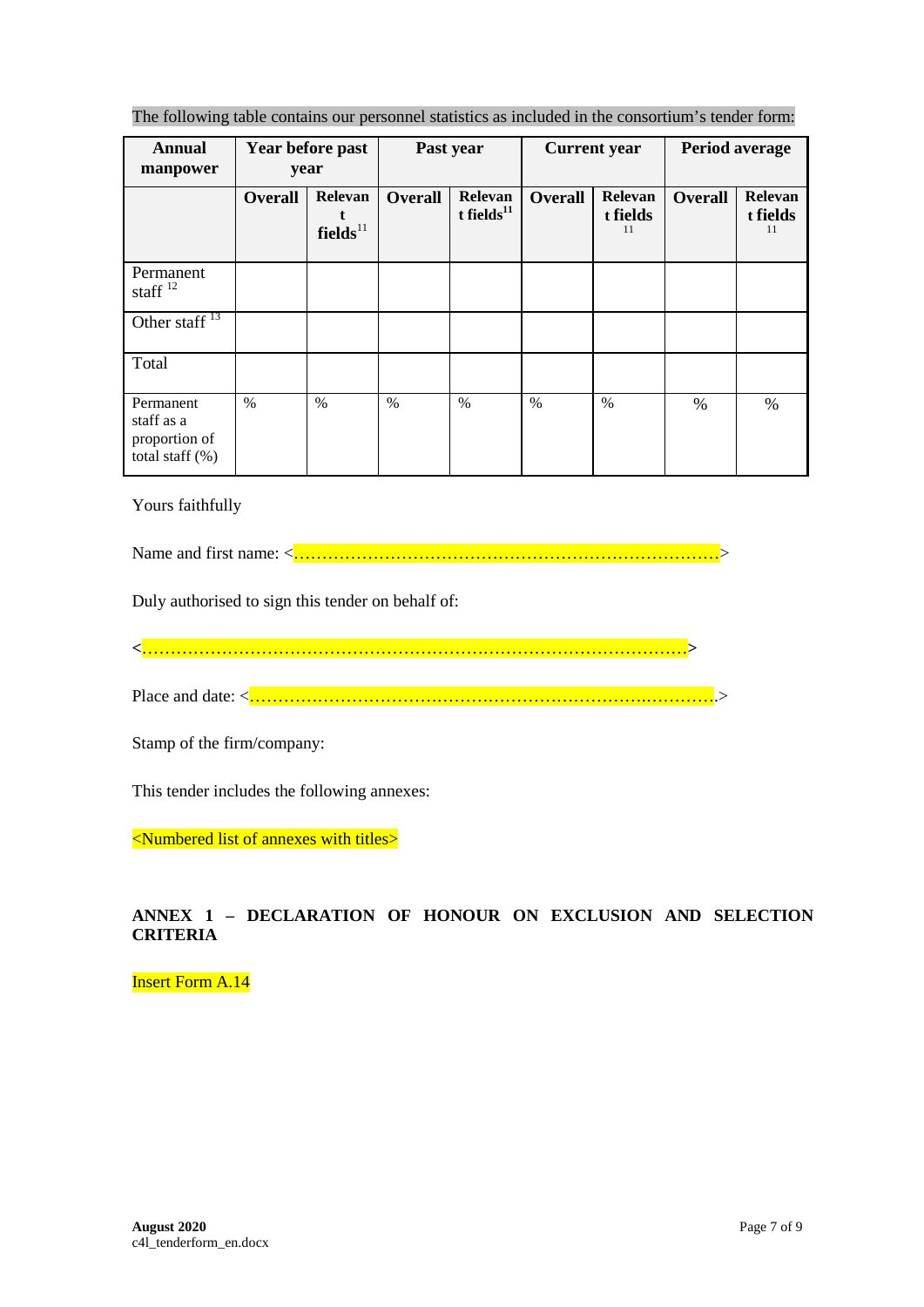The following table contains our personnel statistics as included in the consortium's tender form:

| Annual manpower | Year before past year | | Past year | | Current year | | Period average | |
|---|---|---|---|---|---|---|---|---|
| | Overall | Relevant fields[11] | Overall | Relevant fields[11] | Overall | Relevant fields[11] | Overall | Relevant fields[11] |
| Permanent staff [12] | | | | | | | | |
| Other staff [13] | | | | | | | | |
| Total | | | | | | | | |
| Permanent staff as a proportion of total staff (%) | % | % | % | % | % | % | % | % |

Yours faithfully

Name and first name: <………………………………………………………………….>

Duly authorised to sign this tender on behalf of:

<……………………………………………………………………………………>

Place and date: <………………………………………………………….………….>

Stamp of the firm/company:

This tender includes the following annexes:

<Numbered list of annexes with titles>

## ANNEX 1 – DECLARATION OF HONOUR ON EXCLUSION AND SELECTION CRITERIA

Insert Form A.14